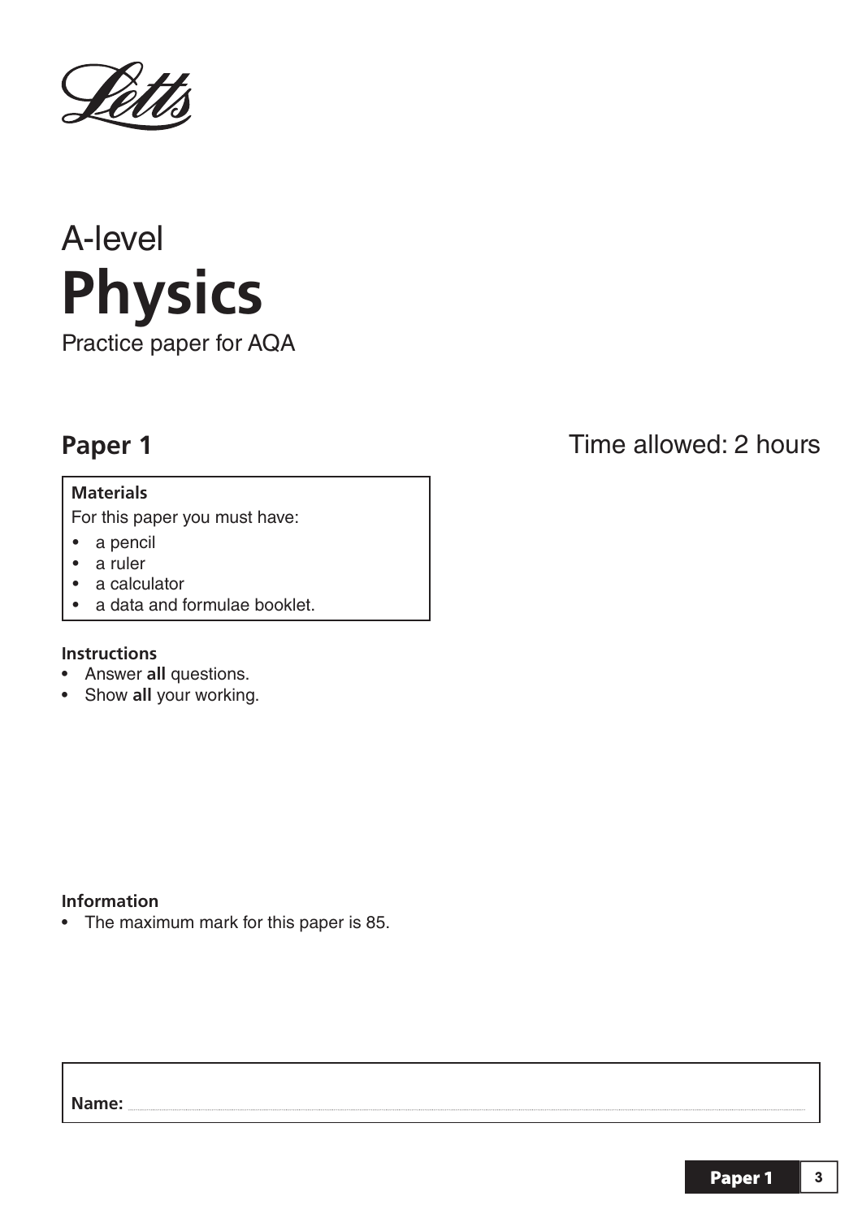Letts

# A-level
# Physics

Practice paper for AQA

## Paper 1

Time allowed: 2 hours

**Materials**

For this paper you must have:

- a pencil
- a ruler
- a calculator
- a data and formulae booklet.

**Instructions**

- Answer **all** questions.
- Show **all** your working.

**Information**

- The maximum mark for this paper is 85.

**Name:** ..........................................................................................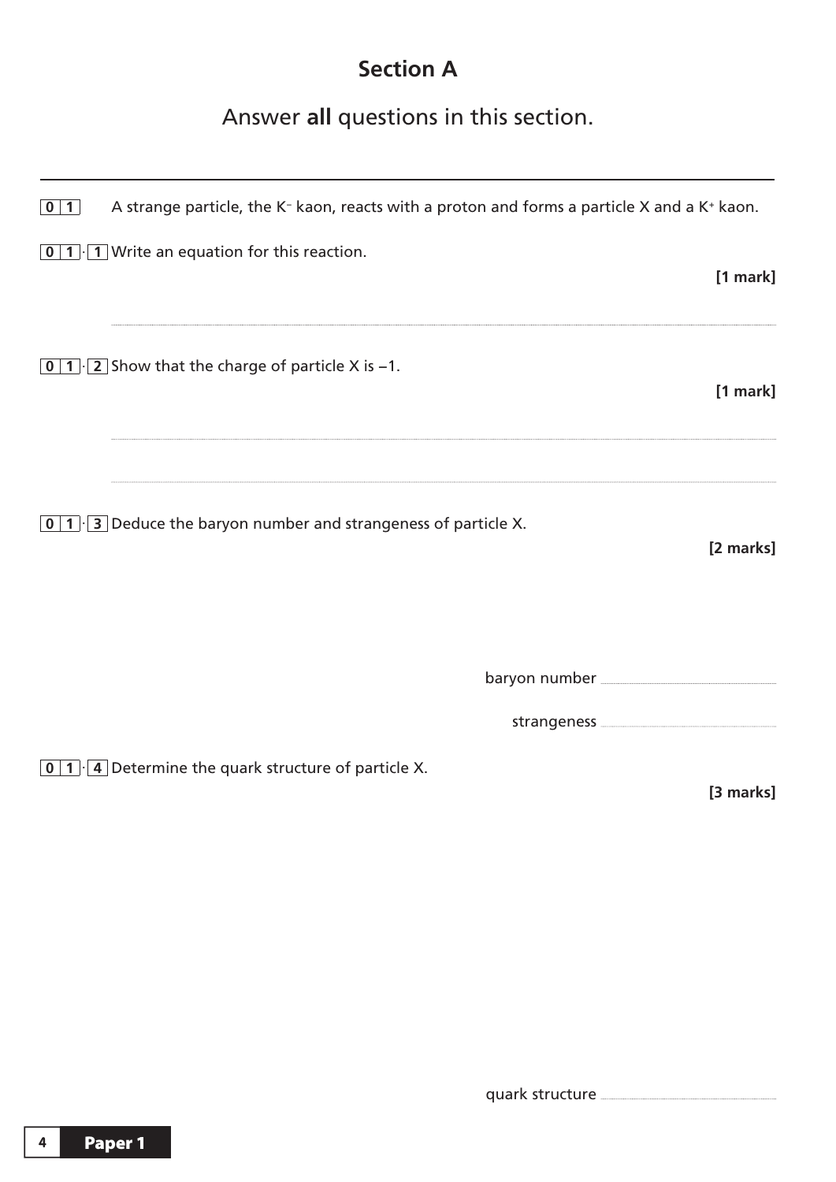## Section A

Answer **all** questions in this section.

---

**0 1** A strange particle, the $K^-$ kaon, reacts with a proton and forms a particle X and a $K^+$ kaon.

**0 1 . 1** Write an equation for this reaction.

**[1 mark]**

.......................................................................................................................................

**0 1 . 2** Show that the charge of particle X is –1.

**[1 mark]**

.......................................................................................................................................

.......................................................................................................................................

**0 1 . 3** Deduce the baryon number and strangeness of particle X.

**[2 marks]**

baryon number ........................................

strangeness ........................................

**0 1 . 4** Determine the quark structure of particle X.

**[3 marks]**

quark structure ........................................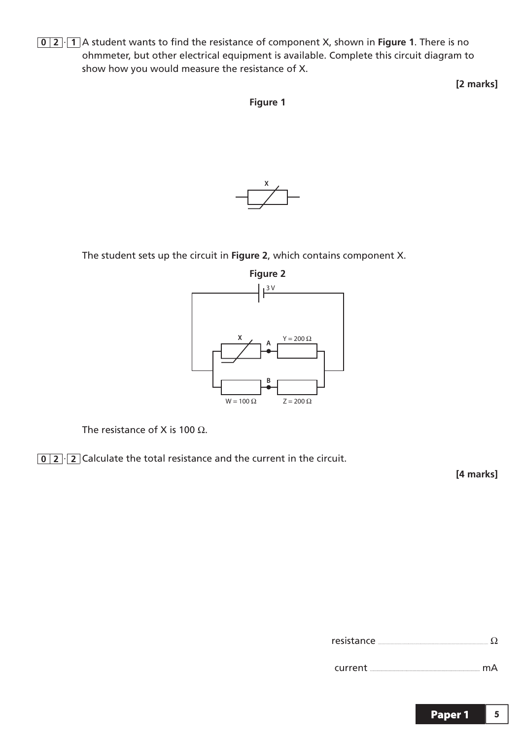**0 2 . 1** A student wants to find the resistance of component X, shown in **Figure 1**. There is no ohmmeter, but other electrical equipment is available. Complete this circuit diagram to show how you would measure the resistance of X.

**[2 marks]**

**Figure 1**

X

The student sets up the circuit in **Figure 2**, which contains component X.

**Figure 2**

3 V

X A Y = 200 Ω

B

W = 100 Ω Z = 200 Ω

The resistance of X is 100 Ω.

**0 2 . 2** Calculate the total resistance and the current in the circuit.

**[4 marks]**

resistance ........................................ Ω

current ........................................ mA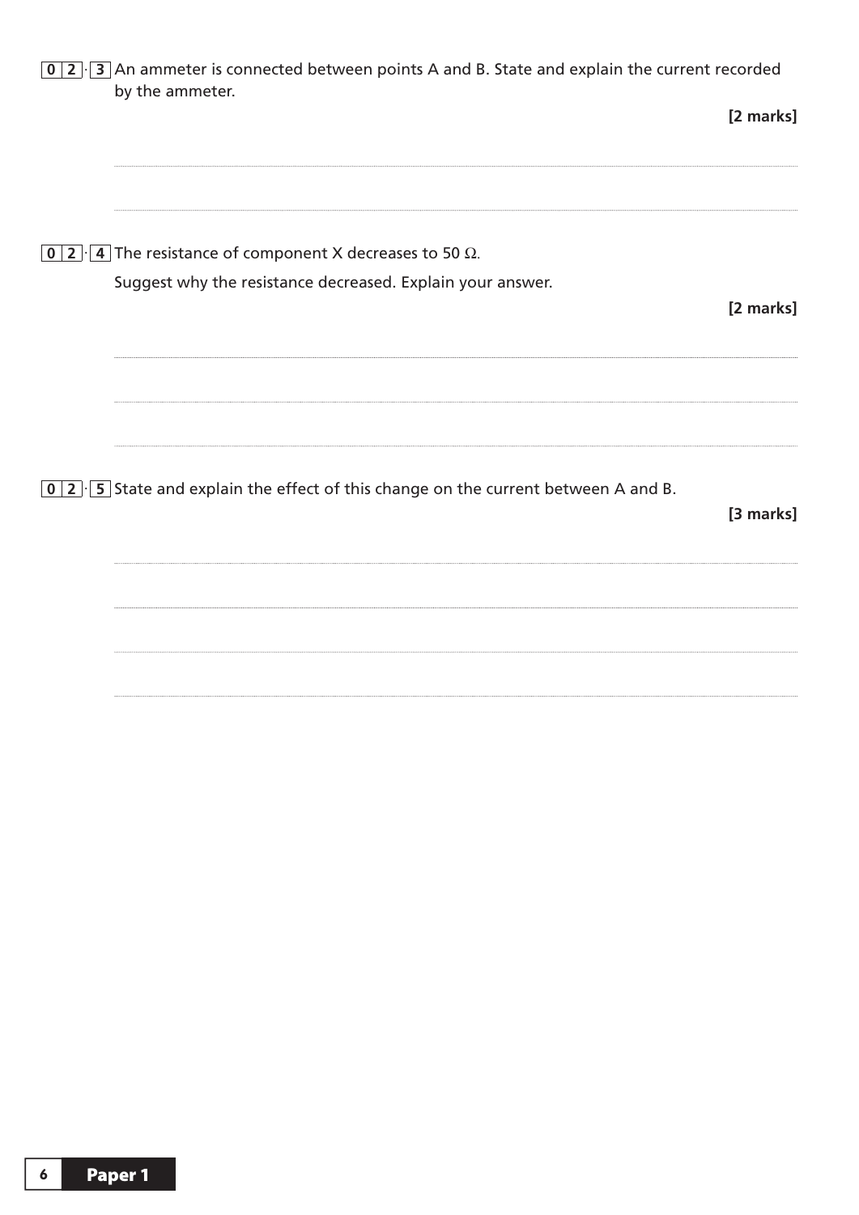**0 2 . 3** An ammeter is connected between points A and B. State and explain the current recorded by the ammeter.

**[2 marks]**

**0 2 . 4** The resistance of component X decreases to 50 Ω.

Suggest why the resistance decreased. Explain your answer.

**[2 marks]**

**0 2 . 5** State and explain the effect of this change on the current between A and B.

**[3 marks]**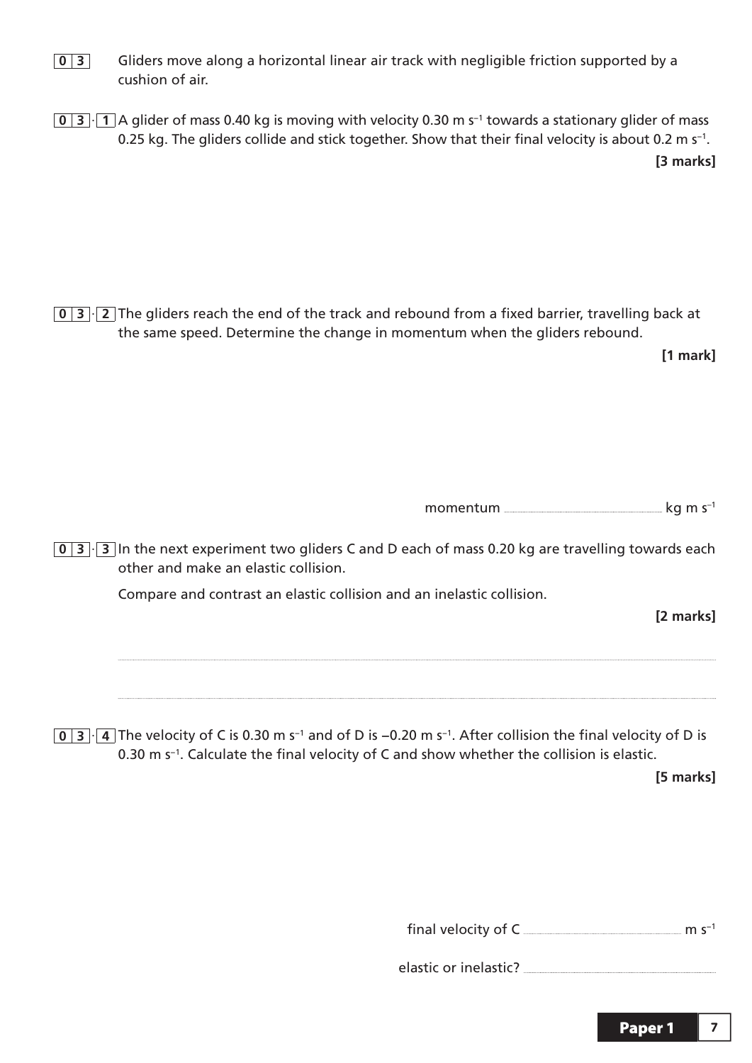**0 3** Gliders move along a horizontal linear air track with negligible friction supported by a cushion of air.

**0 3 . 1** A glider of mass 0.40 kg is moving with velocity 0.30 m s$^{-1}$ towards a stationary glider of mass 0.25 kg. The gliders collide and stick together. Show that their final velocity is about 0.2 m s$^{-1}$.

**[3 marks]**

**0 3 . 2** The gliders reach the end of the track and rebound from a fixed barrier, travelling back at the same speed. Determine the change in momentum when the gliders rebound.

**[1 mark]**

momentum ........................ kg m s$^{-1}$

**0 3 . 3** In the next experiment two gliders C and D each of mass 0.20 kg are travelling towards each other and make an elastic collision.

Compare and contrast an elastic collision and an inelastic collision.

**[2 marks]**

..........................................................................................................................................

..........................................................................................................................................

**0 3 . 4** The velocity of C is 0.30 m s$^{-1}$ and of D is –0.20 m s$^{-1}$. After collision the final velocity of D is 0.30 m s$^{-1}$. Calculate the final velocity of C and show whether the collision is elastic.

**[5 marks]**

final velocity of C ........................ m s$^{-1}$

elastic or inelastic? ........................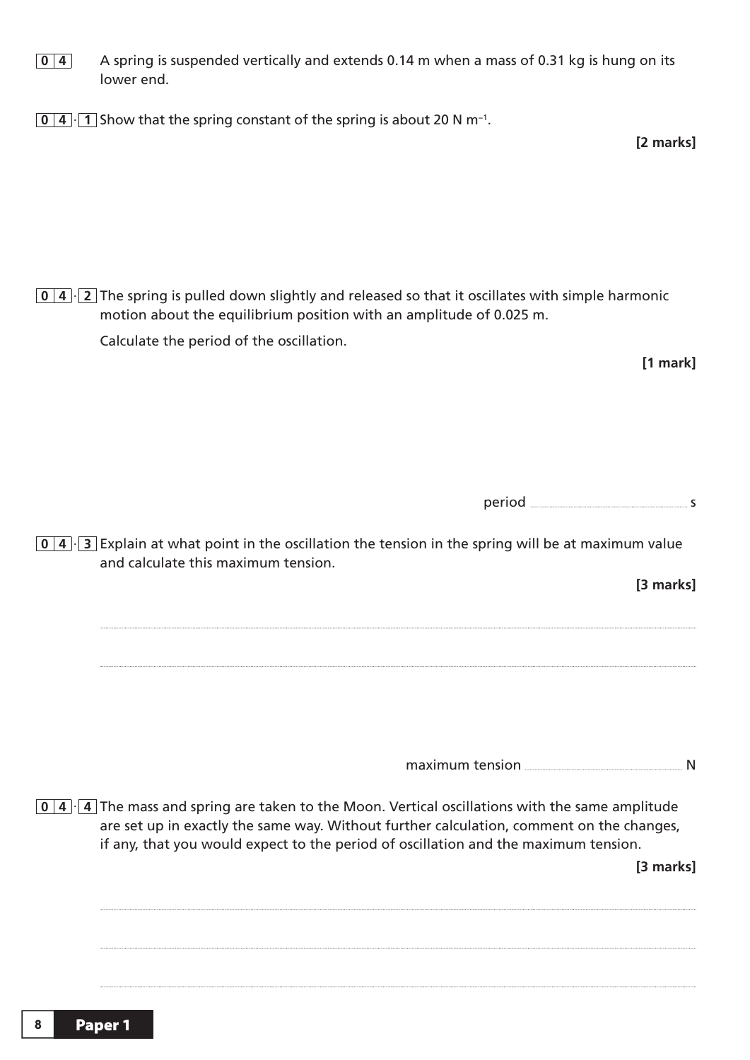**0 4** A spring is suspended vertically and extends 0.14 m when a mass of 0.31 kg is hung on its lower end.

**0 4 . 1** Show that the spring constant of the spring is about 20 N m$^{-1}$.

**[2 marks]**

**0 4 . 2** The spring is pulled down slightly and released so that it oscillates with simple harmonic motion about the equilibrium position with an amplitude of 0.025 m.

Calculate the period of the oscillation.

**[1 mark]**

period ______________ s

**0 4 . 3** Explain at what point in the oscillation the tension in the spring will be at maximum value and calculate this maximum tension.

**[3 marks]**

______________________________________________

______________________________________________

maximum tension ______________ N

**0 4 . 4** The mass and spring are taken to the Moon. Vertical oscillations with the same amplitude are set up in exactly the same way. Without further calculation, comment on the changes, if any, that you would expect to the period of oscillation and the maximum tension.

**[3 marks]**

______________________________________________

______________________________________________

______________________________________________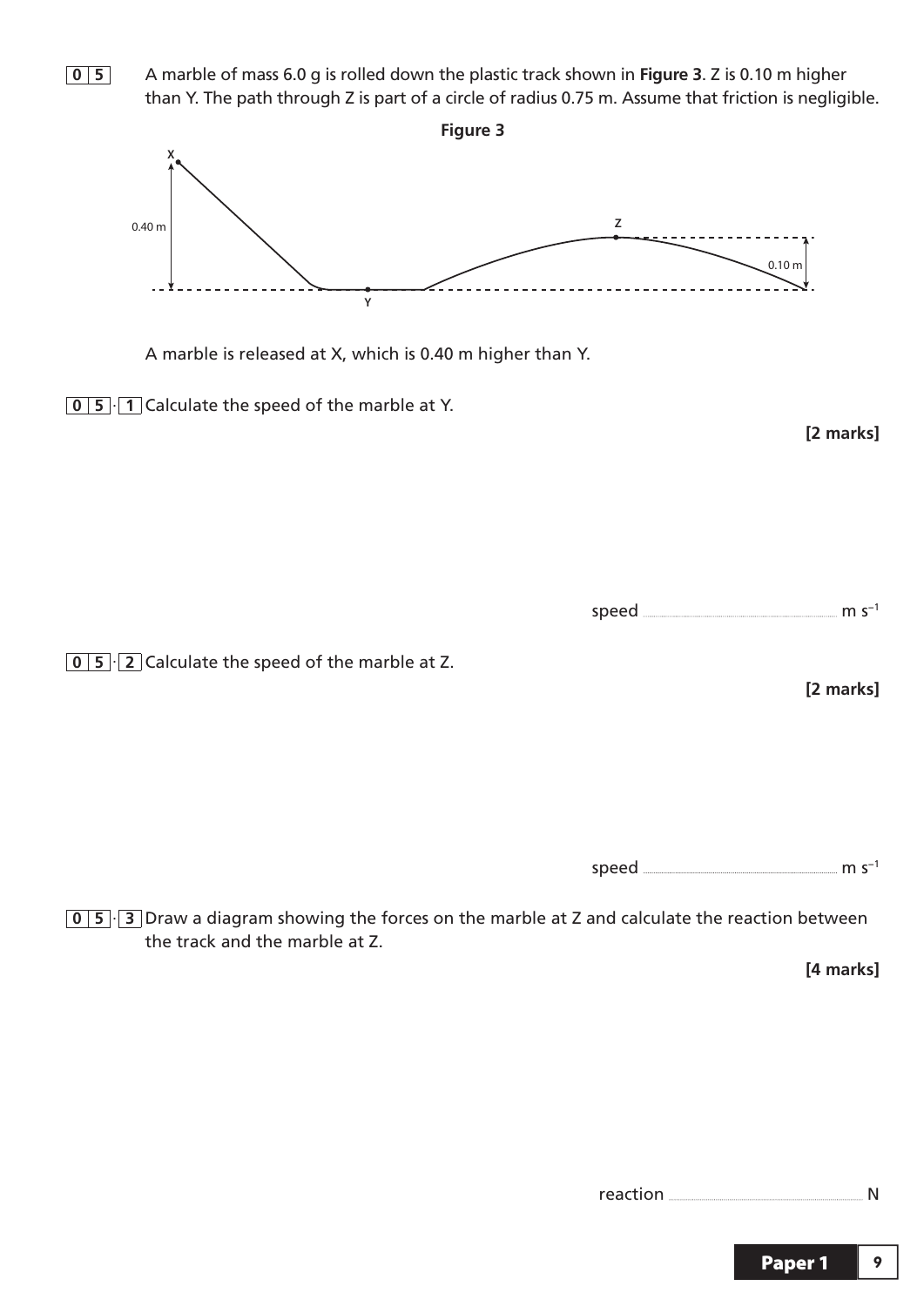**0 5** A marble of mass 6.0 g is rolled down the plastic track shown in **Figure 3**. Z is 0.10 m higher than Y. The path through Z is part of a circle of radius 0.75 m. Assume that friction is negligible.

**Figure 3**

A marble is released at X, which is 0.40 m higher than Y.

**0 5 . 1** Calculate the speed of the marble at Y.

**[2 marks]**

speed ............................ $m\ s^{-1}$

**0 5 . 2** Calculate the speed of the marble at Z.

**[2 marks]**

speed ............................ $m\ s^{-1}$

**0 5 . 3** Draw a diagram showing the forces on the marble at Z and calculate the reaction between the track and the marble at Z.

**[4 marks]**

reaction ............................ N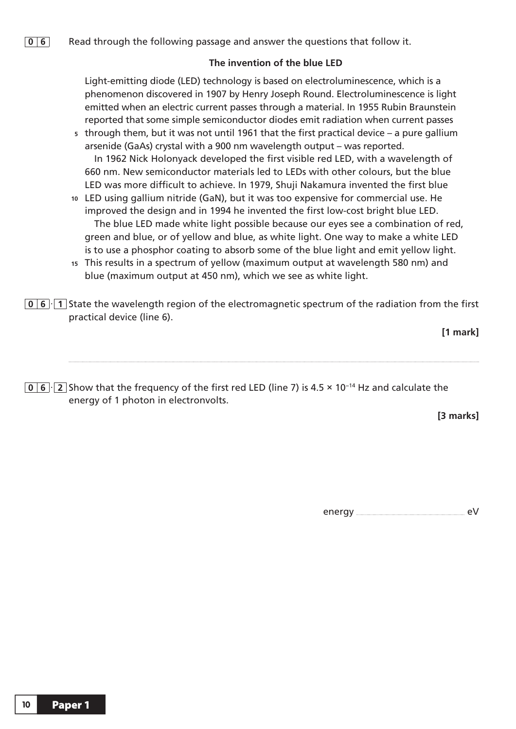**0 6** Read through the following passage and answer the questions that follow it.

### The invention of the blue LED

Light-emitting diode (LED) technology is based on electroluminescence, which is a phenomenon discovered in 1907 by Henry Joseph Round. Electroluminescence is light emitted when an electric current passes through a material. In 1955 Rubin Braunstein reported that some simple semiconductor diodes emit radiation when current passes through them, but it was not until 1961 that the first practical device – a pure gallium arsenide (GaAs) crystal with a 900 nm wavelength output – was reported.

In 1962 Nick Holonyack developed the first visible red LED, with a wavelength of 660 nm. New semiconductor materials led to LEDs with other colours, but the blue LED was more difficult to achieve. In 1979, Shuji Nakamura invented the first blue LED using gallium nitride (GaN), but it was too expensive for commercial use. He improved the design and in 1994 he invented the first low-cost bright blue LED.

The blue LED made white light possible because our eyes see a combination of red, green and blue, or of yellow and blue, as white light. One way to make a white LED is to use a phosphor coating to absorb some of the blue light and emit yellow light. This results in a spectrum of yellow (maximum output at wavelength 580 nm) and blue (maximum output at 450 nm), which we see as white light.

**0 6 . 1** State the wavelength region of the electromagnetic spectrum of the radiation from the first practical device (line 6).

**[1 mark]**

..............................................................................................................................................

**0 6 . 2** Show that the frequency of the first red LED (line 7) is $4.5 \times 10^{-14}$ Hz and calculate the energy of 1 photon in electronvolts.

**[3 marks]**

energy .................................... eV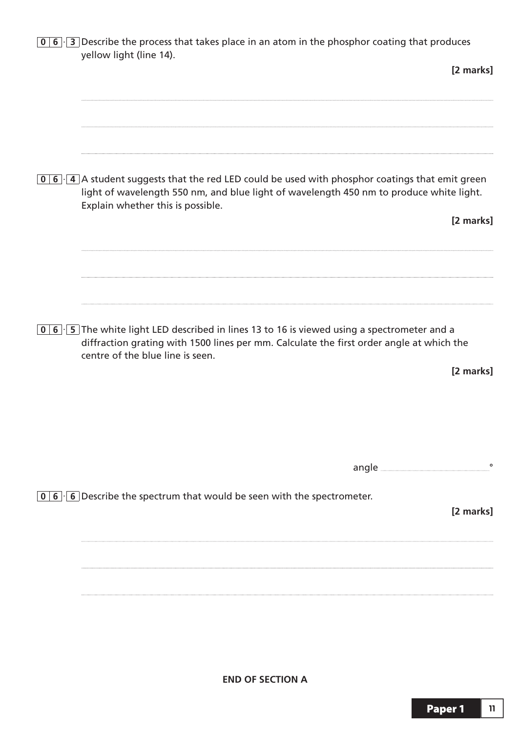**0 6 . 3** Describe the process that takes place in an atom in the phosphor coating that produces yellow light (line 14).

**[2 marks]**

.......................................................................................................................................................

.......................................................................................................................................................

.......................................................................................................................................................

**0 6 . 4** A student suggests that the red LED could be used with phosphor coatings that emit green light of wavelength 550 nm, and blue light of wavelength 450 nm to produce white light. Explain whether this is possible.

**[2 marks]**

.......................................................................................................................................................

.......................................................................................................................................................

.......................................................................................................................................................

**0 6 . 5** The white light LED described in lines 13 to 16 is viewed using a spectrometer and a diffraction grating with 1500 lines per mm. Calculate the first order angle at which the centre of the blue line is seen.

**[2 marks]**

angle ........................................ °

**0 6 . 6** Describe the spectrum that would be seen with the spectrometer.

**[2 marks]**

.......................................................................................................................................................

.......................................................................................................................................................

.......................................................................................................................................................

**END OF SECTION A**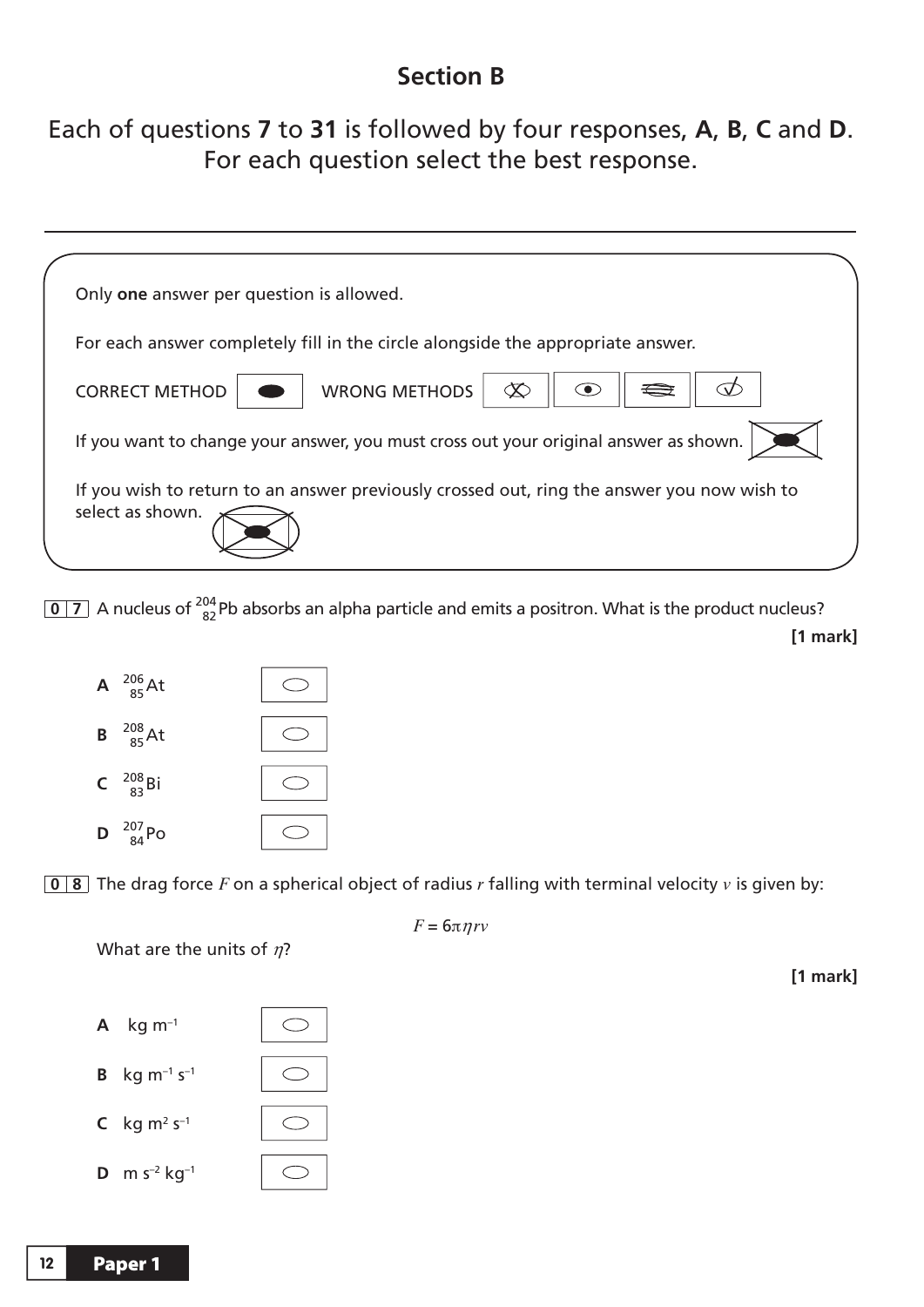## Section B

Each of questions **7** to **31** is followed by four responses, **A**, **B**, **C** and **D**. For each question select the best response.

---

Only **one** answer per question is allowed.

For each answer completely fill in the circle alongside the appropriate answer.

CORRECT METHOD WRONG METHODS

If you want to change your answer, you must cross out your original answer as shown.

If you wish to return to an answer previously crossed out, ring the answer you now wish to select as shown.

**0 7** A nucleus of $^{204}_{82}Pb$ absorbs an alpha particle and emits a positron. What is the product nucleus?

**[1 mark]**

**A** $^{206}_{85}At$

**B** $^{208}_{85}At$

**C** $^{208}_{83}Bi$

**D** $^{207}_{84}Po$

**0 8** The drag force $F$ on a spherical object of radius $r$ falling with terminal velocity $v$ is given by:

$$F = 6\pi\eta rv$$

What are the units of $\eta$?

**[1 mark]**

**A** kg $m^{-1}$

**B** kg $m^{-1}$ $s^{-1}$

**C** kg $m^2$ $s^{-1}$

**D** m $s^{-2}$ $kg^{-1}$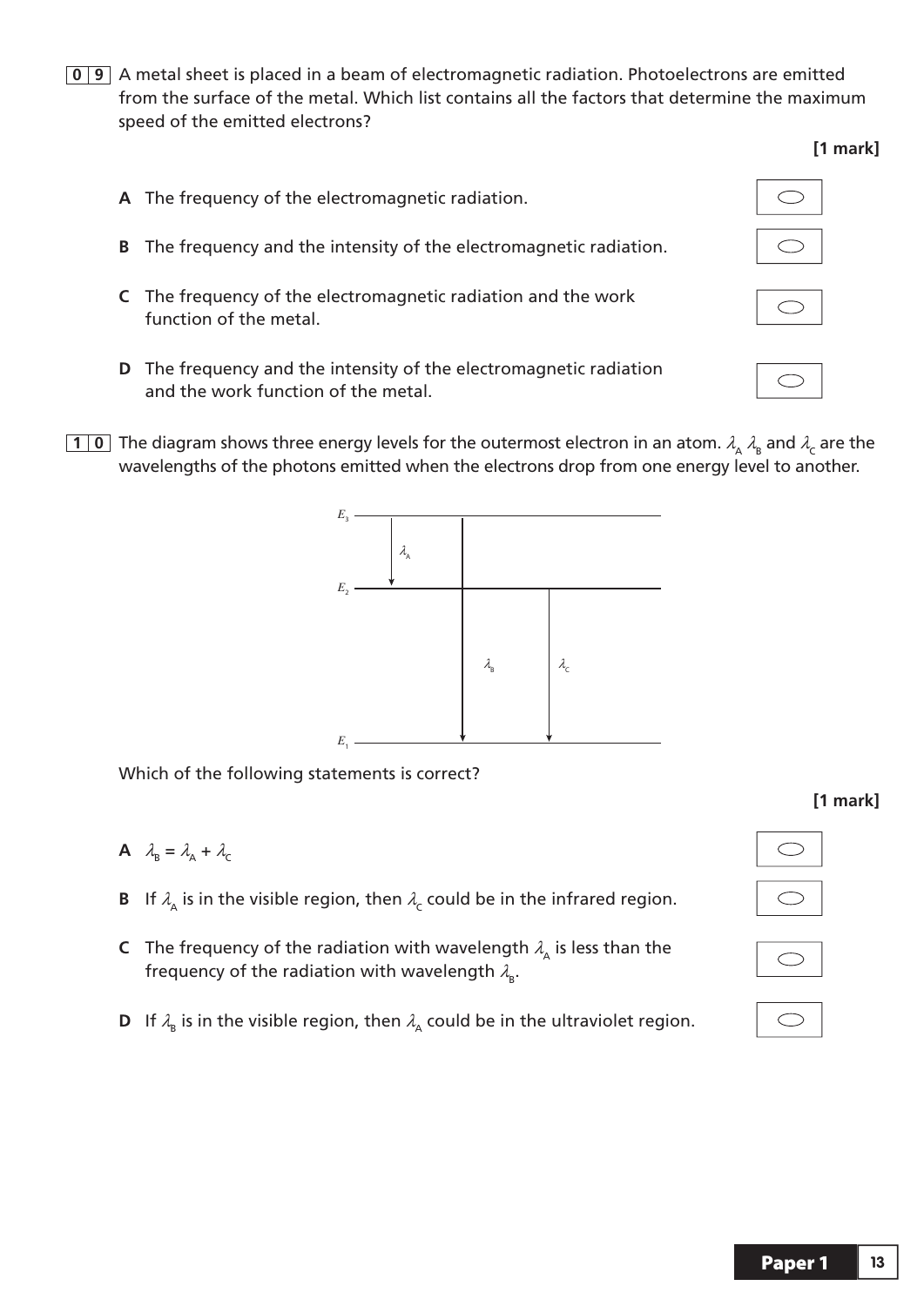**0 9** A metal sheet is placed in a beam of electromagnetic radiation. Photoelectrons are emitted from the surface of the metal. Which list contains all the factors that determine the maximum speed of the emitted electrons?

**[1 mark]**

**A** The frequency of the electromagnetic radiation.

**B** The frequency and the intensity of the electromagnetic radiation.

**C** The frequency of the electromagnetic radiation and the work function of the metal.

**D** The frequency and the intensity of the electromagnetic radiation and the work function of the metal.

**1 0** The diagram shows three energy levels for the outermost electron in an atom. $\lambda_A$ $\lambda_B$ and $\lambda_C$ are the wavelengths of the photons emitted when the electrons drop from one energy level to another.

$E_3$

$\lambda_A$

$E_2$

$\lambda_B$ $\lambda_C$

$E_1$

Which of the following statements is correct?

**[1 mark]**

**A** $\lambda_B = \lambda_A + \lambda_C$

**B** If $\lambda_A$ is in the visible region, then $\lambda_C$ could be in the infrared region.

**C** The frequency of the radiation with wavelength $\lambda_A$ is less than the frequency of the radiation with wavelength $\lambda_B$.

**D** If $\lambda_B$ is in the visible region, then $\lambda_A$ could be in the ultraviolet region.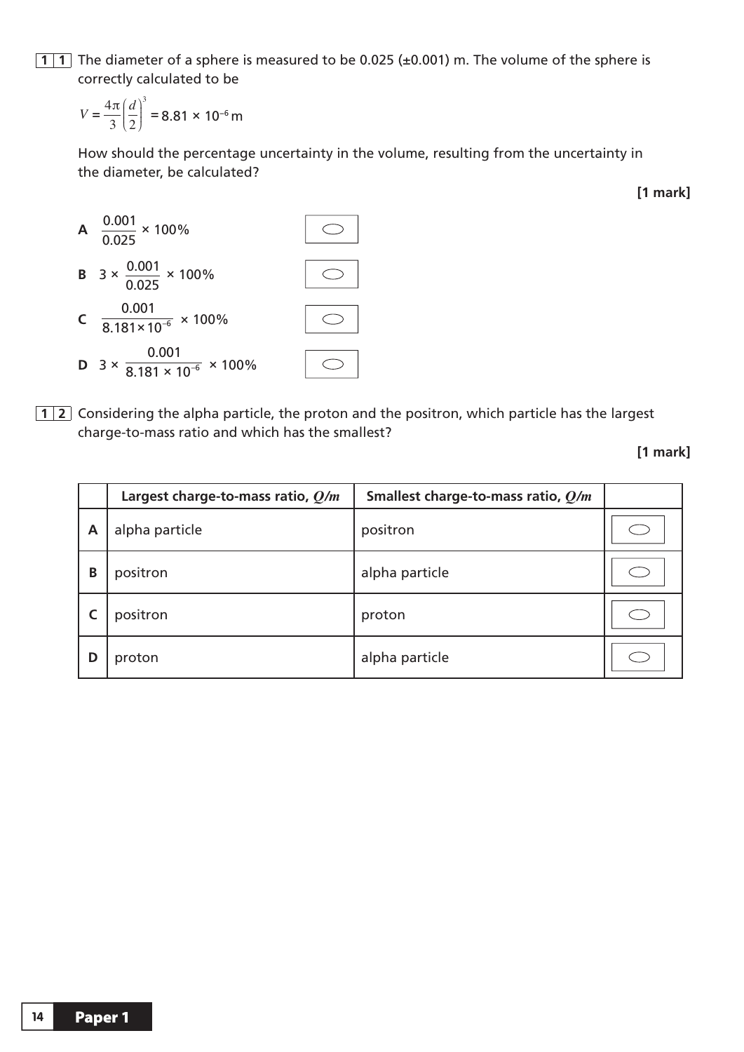**1 1** The diameter of a sphere is measured to be 0.025 (±0.001) m. The volume of the sphere is correctly calculated to be

$$V = \frac{4\pi}{3}\left(\frac{d}{2}\right)^3 = 8.81 \times 10^{-6}\,\text{m}$$

How should the percentage uncertainty in the volume, resulting from the uncertainty in the diameter, be calculated?

**[1 mark]**

**A** $\frac{0.001}{0.025} \times 100\%$

**B** $3 \times \frac{0.001}{0.025} \times 100\%$

**C** $\frac{0.001}{8.181 \times 10^{-6}} \times 100\%$

**D** $3 \times \frac{0.001}{8.181 \times 10^{-6}} \times 100\%$

**1 2** Considering the alpha particle, the proton and the positron, which particle has the largest charge-to-mass ratio and which has the smallest?

**[1 mark]**

| | Largest charge-to-mass ratio, $Q/m$ | Smallest charge-to-mass ratio, $Q/m$ | |
|---|---|---|---|
| **A** | alpha particle | positron | |
| **B** | positron | alpha particle | |
| **C** | positron | proton | |
| **D** | proton | alpha particle | |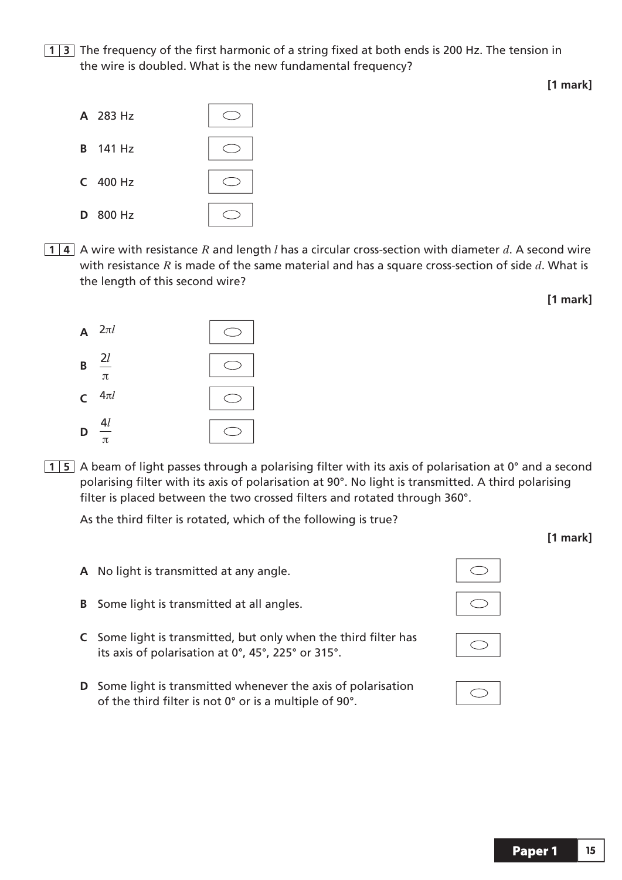**1 3** The frequency of the first harmonic of a string fixed at both ends is 200 Hz. The tension in the wire is doubled. What is the new fundamental frequency?

**[1 mark]**

**A** 283 Hz

**B** 141 Hz

**C** 400 Hz

**D** 800 Hz

**1 4** A wire with resistance $R$ and length $l$ has a circular cross-section with diameter $d$. A second wire with resistance $R$ is made of the same material and has a square cross-section of side $d$. What is the length of this second wire?

**[1 mark]**

**A** $2\pi l$

**B** $\frac{2l}{\pi}$

**C** $4\pi l$

**D** $\frac{4l}{\pi}$

**1 5** A beam of light passes through a polarising filter with its axis of polarisation at 0° and a second polarising filter with its axis of polarisation at 90°. No light is transmitted. A third polarising filter is placed between the two crossed filters and rotated through 360°.

As the third filter is rotated, which of the following is true?

**[1 mark]**

**A** No light is transmitted at any angle.

**B** Some light is transmitted at all angles.

**C** Some light is transmitted, but only when the third filter has its axis of polarisation at 0°, 45°, 225° or 315°.

**D** Some light is transmitted whenever the axis of polarisation of the third filter is not 0° or is a multiple of 90°.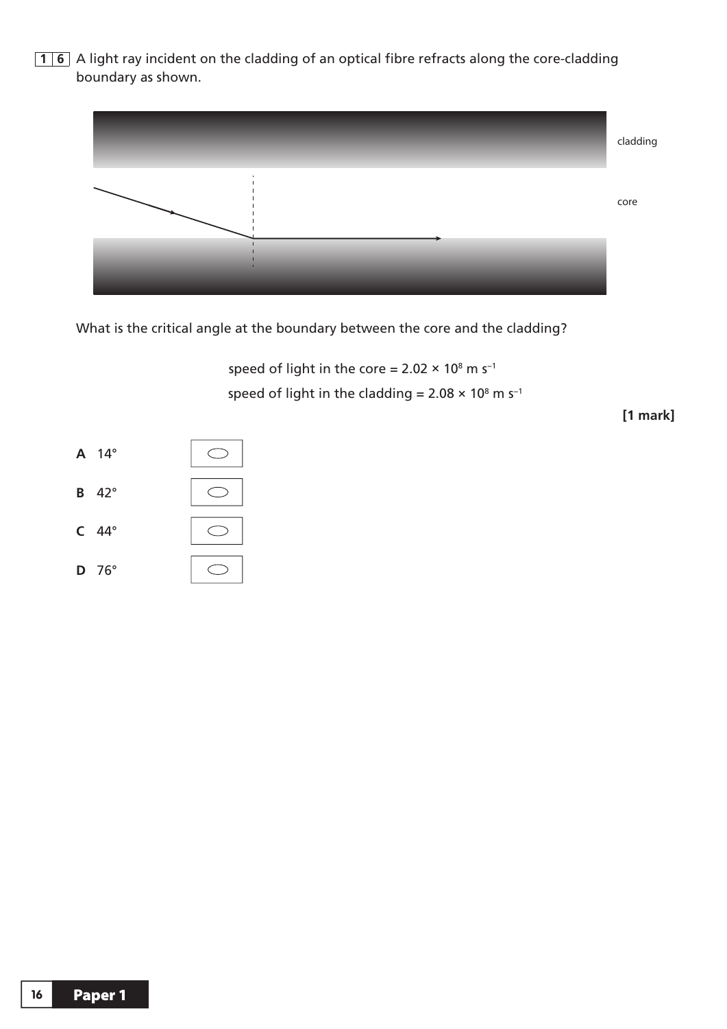**1 6** A light ray incident on the cladding of an optical fibre refracts along the core-cladding boundary as shown.

cladding

core

What is the critical angle at the boundary between the core and the cladding?

speed of light in the core = $2.02 \times 10^8$ m s$^{-1}$

speed of light in the cladding = $2.08 \times 10^8$ m s$^{-1}$

**[1 mark]**

**A** 14°

**B** 42°

**C** 44°

**D** 76°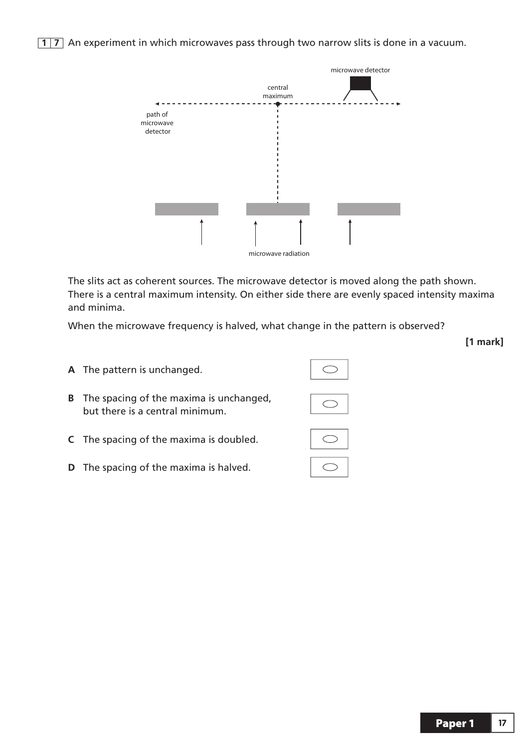**1 7** An experiment in which microwaves pass through two narrow slits is done in a vacuum.

microwave detector

central maximum

path of microwave detector

microwave radiation

The slits act as coherent sources. The microwave detector is moved along the path shown. There is a central maximum intensity. On either side there are evenly spaced intensity maxima and minima.

When the microwave frequency is halved, what change in the pattern is observed?

**[1 mark]**

**A** The pattern is unchanged.

**B** The spacing of the maxima is unchanged, but there is a central minimum.

**C** The spacing of the maxima is doubled.

**D** The spacing of the maxima is halved.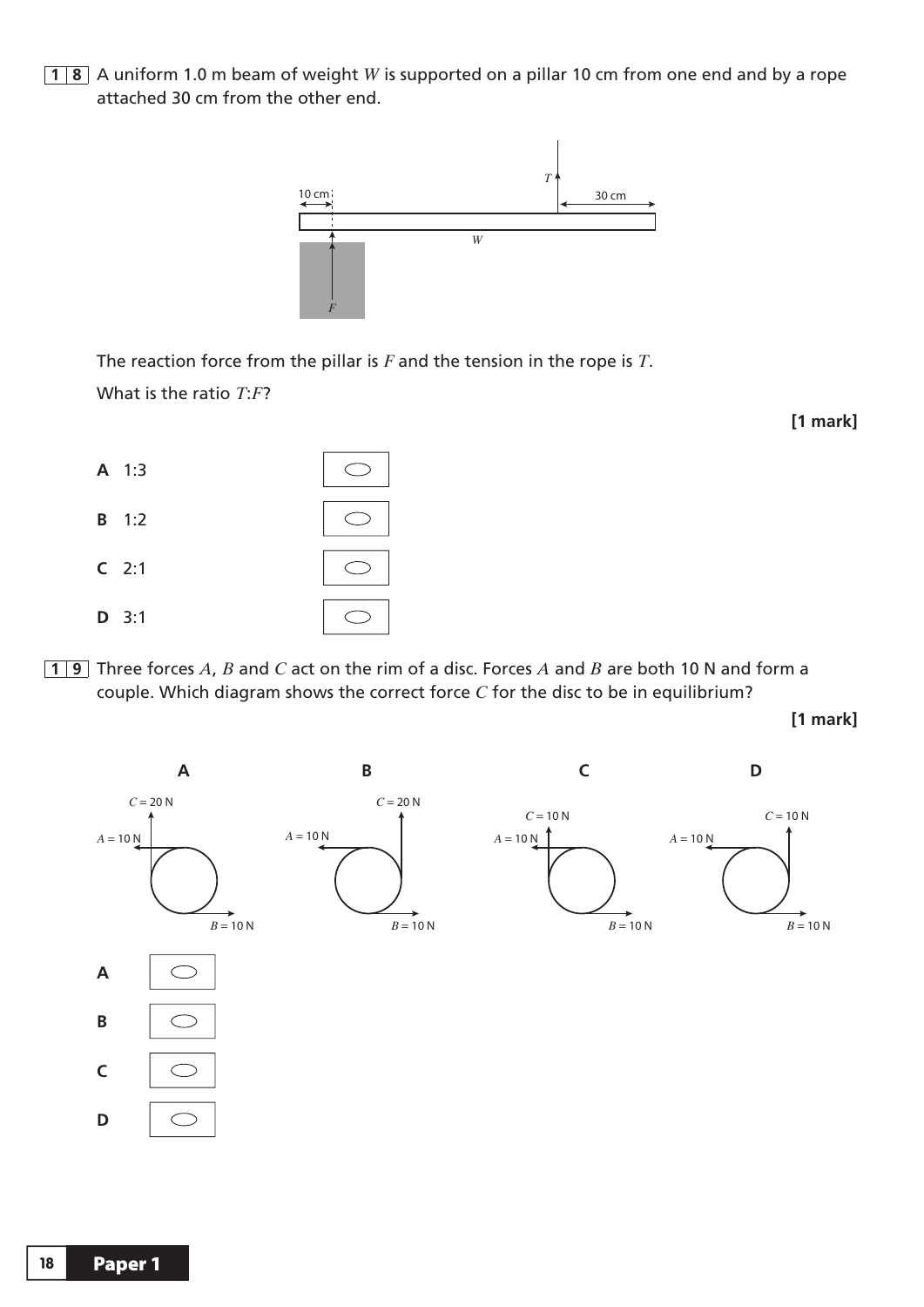**18** A uniform 1.0 m beam of weight $W$ is supported on a pillar 10 cm from one end and by a rope attached 30 cm from the other end.

The reaction force from the pillar is $F$ and the tension in the rope is $T$.

What is the ratio $T$:$F$?

**[1 mark]**

**A** 1:3

**B** 1:2

**C** 2:1

**D** 3:1

**19** Three forces $A$, $B$ and $C$ act on the rim of a disc. Forces $A$ and $B$ are both 10 N and form a couple. Which diagram shows the correct force $C$ for the disc to be in equilibrium?

**[1 mark]**

**A**

**B**

**C**

**D**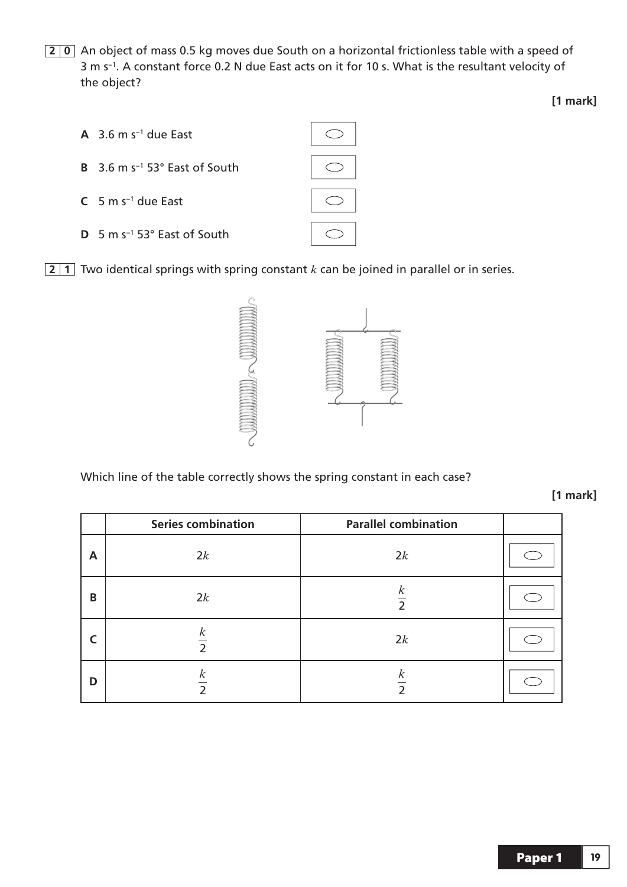**2 0** An object of mass 0.5 kg moves due South on a horizontal frictionless table with a speed of 3 m s$^{-1}$. A constant force 0.2 N due East acts on it for 10 s. What is the resultant velocity of the object?

**[1 mark]**

**A** 3.6 m s$^{-1}$ due East

**B** 3.6 m s$^{-1}$ 53° East of South

**C** 5 m s$^{-1}$ due East

**D** 5 m s$^{-1}$ 53° East of South

**2 1** Two identical springs with spring constant $k$ can be joined in parallel or in series.

Which line of the table correctly shows the spring constant in each case?

**[1 mark]**

| | Series combination | Parallel combination | |
|---|---|---|---|
| **A** | $2k$ | $2k$ | |
| **B** | $2k$ | $\frac{k}{2}$ | |
| **C** | $\frac{k}{2}$ | $2k$ | |
| **D** | $\frac{k}{2}$ | $\frac{k}{2}$ | |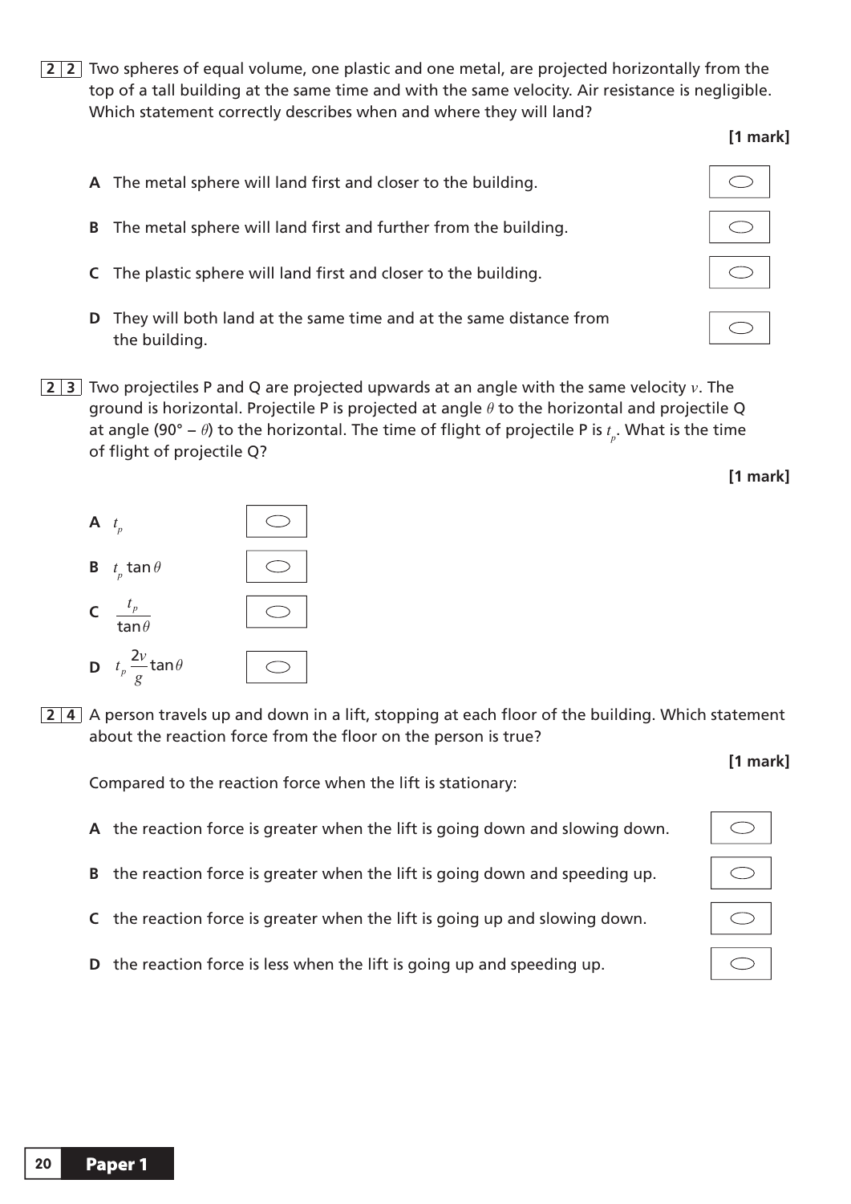**2 2** Two spheres of equal volume, one plastic and one metal, are projected horizontally from the top of a tall building at the same time and with the same velocity. Air resistance is negligible. Which statement correctly describes when and where they will land?

**[1 mark]**

**A** The metal sphere will land first and closer to the building.

**B** The metal sphere will land first and further from the building.

**C** The plastic sphere will land first and closer to the building.

**D** They will both land at the same time and at the same distance from the building.

**2 3** Two projectiles P and Q are projected upwards at an angle with the same velocity $v$. The ground is horizontal. Projectile P is projected at angle $\theta$ to the horizontal and projectile Q at angle $(90° - \theta)$ to the horizontal. The time of flight of projectile P is $t_p$. What is the time of flight of projectile Q?

**[1 mark]**

**A** $t_p$

**B** $t_p \tan\theta$

**C** $\dfrac{t_p}{\tan\theta}$

**D** $t_p \dfrac{2v}{g} \tan\theta$

**2 4** A person travels up and down in a lift, stopping at each floor of the building. Which statement about the reaction force from the floor on the person is true?

**[1 mark]**

Compared to the reaction force when the lift is stationary:

**A** the reaction force is greater when the lift is going down and slowing down.

**B** the reaction force is greater when the lift is going down and speeding up.

**C** the reaction force is greater when the lift is going up and slowing down.

**D** the reaction force is less when the lift is going up and speeding up.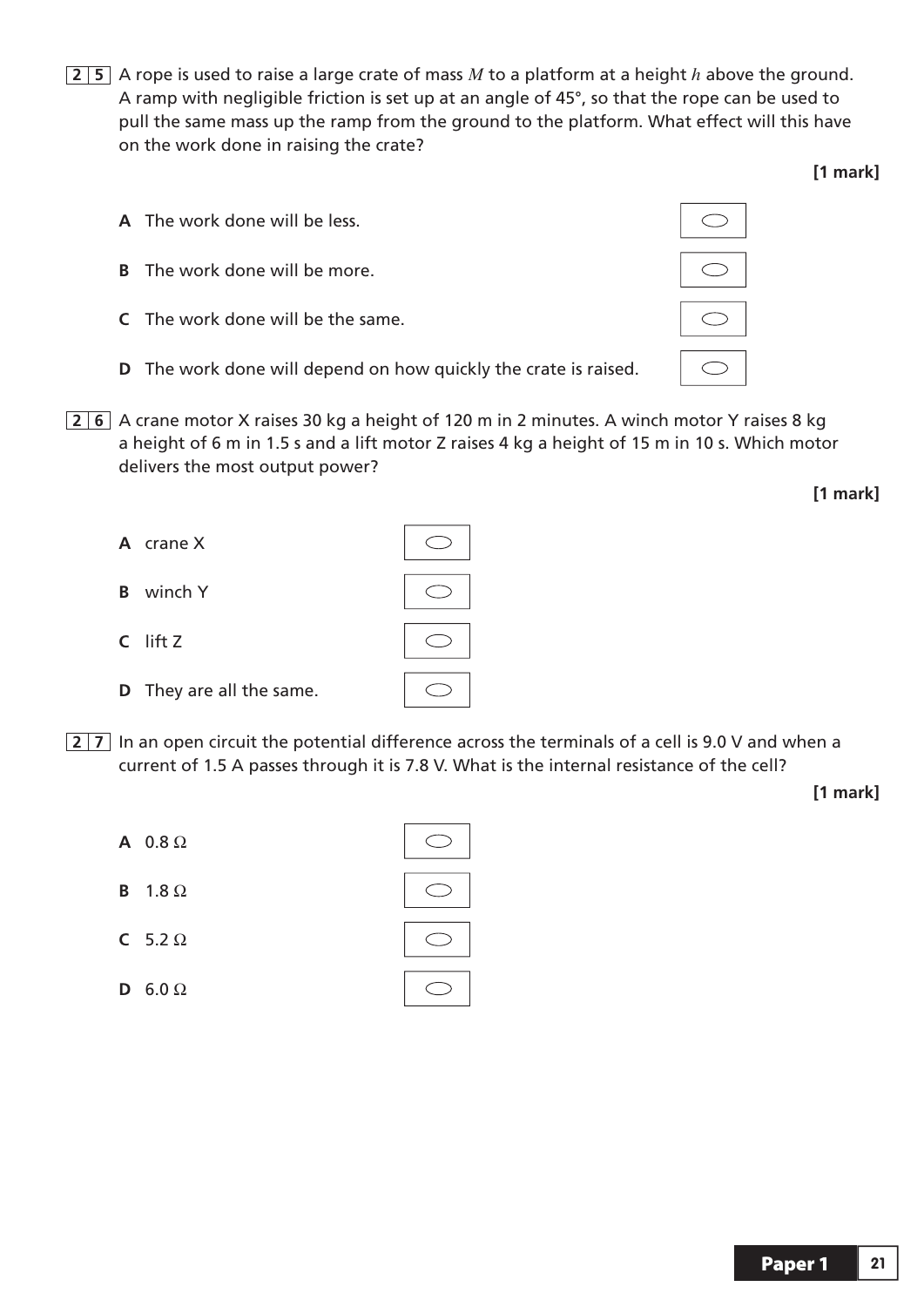**2 5** A rope is used to raise a large crate of mass $M$ to a platform at a height $h$ above the ground. A ramp with negligible friction is set up at an angle of 45°, so that the rope can be used to pull the same mass up the ramp from the ground to the platform. What effect will this have on the work done in raising the crate?

**[1 mark]**

**A** The work done will be less.

**B** The work done will be more.

**C** The work done will be the same.

**D** The work done will depend on how quickly the crate is raised.

**2 6** A crane motor X raises 30 kg a height of 120 m in 2 minutes. A winch motor Y raises 8 kg a height of 6 m in 1.5 s and a lift motor Z raises 4 kg a height of 15 m in 10 s. Which motor delivers the most output power?

**[1 mark]**

**A** crane X

**B** winch Y

**C** lift Z

**D** They are all the same.

**2 7** In an open circuit the potential difference across the terminals of a cell is 9.0 V and when a current of 1.5 A passes through it is 7.8 V. What is the internal resistance of the cell?

**[1 mark]**

**A** 0.8 Ω

**B** 1.8 Ω

**C** 5.2 Ω

**D** 6.0 Ω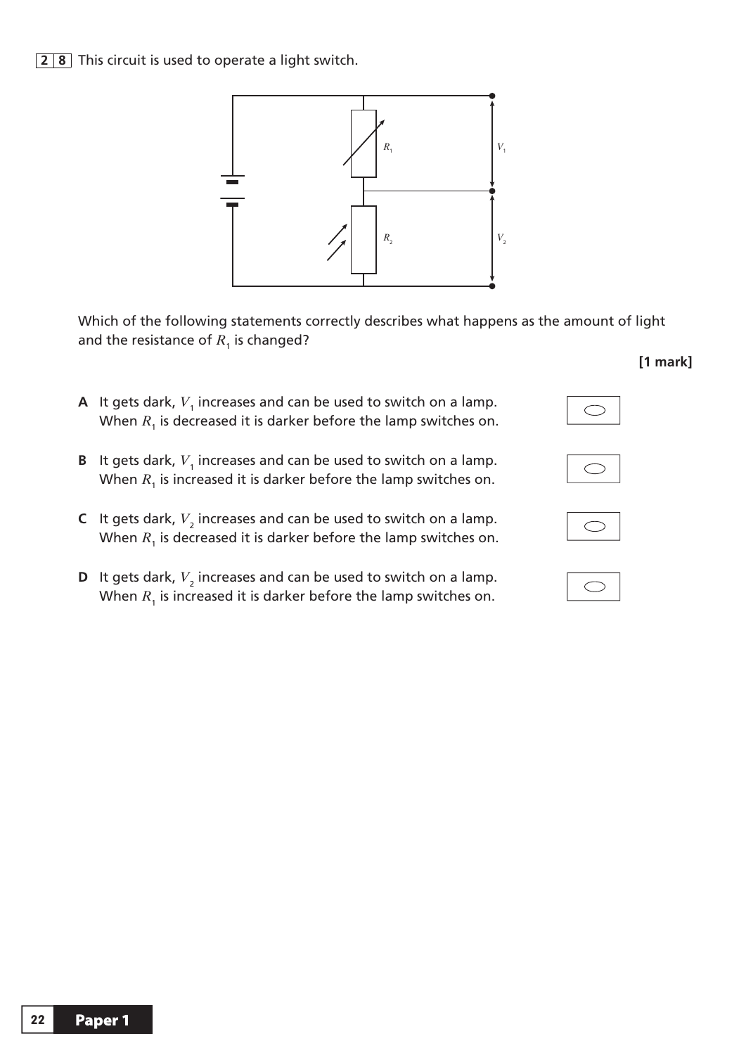**2 8** This circuit is used to operate a light switch.

Which of the following statements correctly describes what happens as the amount of light and the resistance of $R_1$ is changed?

**[1 mark]**

**A** It gets dark, $V_1$ increases and can be used to switch on a lamp. When $R_1$ is decreased it is darker before the lamp switches on.

**B** It gets dark, $V_1$ increases and can be used to switch on a lamp. When $R_1$ is increased it is darker before the lamp switches on.

**C** It gets dark, $V_2$ increases and can be used to switch on a lamp. When $R_1$ is decreased it is darker before the lamp switches on.

**D** It gets dark, $V_2$ increases and can be used to switch on a lamp. When $R_1$ is increased it is darker before the lamp switches on.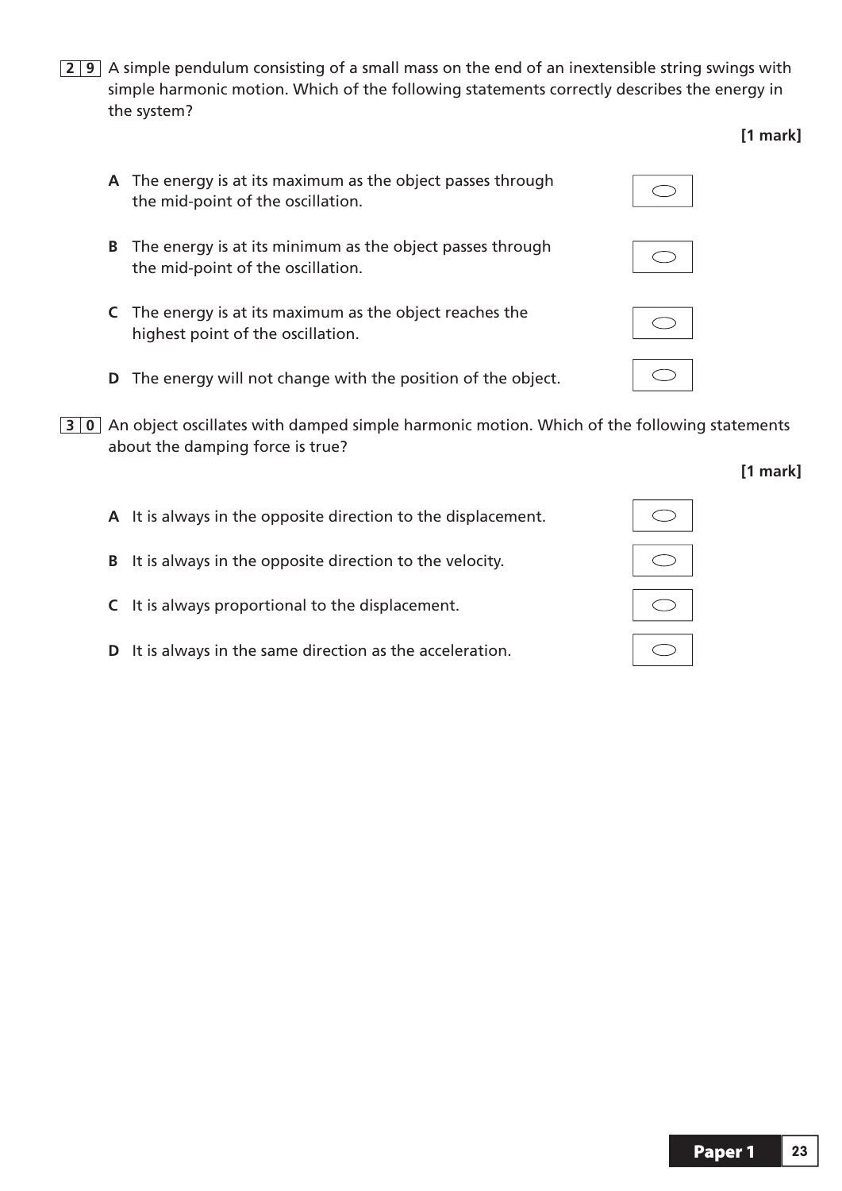**2 9** A simple pendulum consisting of a small mass on the end of an inextensible string swings with simple harmonic motion. Which of the following statements correctly describes the energy in the system?

**[1 mark]**

**A** The energy is at its maximum as the object passes through the mid-point of the oscillation. ⬭

**B** The energy is at its minimum as the object passes through the mid-point of the oscillation. ⬭

**C** The energy is at its maximum as the object reaches the highest point of the oscillation. ⬭

**D** The energy will not change with the position of the object. ⬭

**3 0** An object oscillates with damped simple harmonic motion. Which of the following statements about the damping force is true?

**[1 mark]**

**A** It is always in the opposite direction to the displacement. ⬭

**B** It is always in the opposite direction to the velocity. ⬭

**C** It is always proportional to the displacement. ⬭

**D** It is always in the same direction as the acceleration. ⬭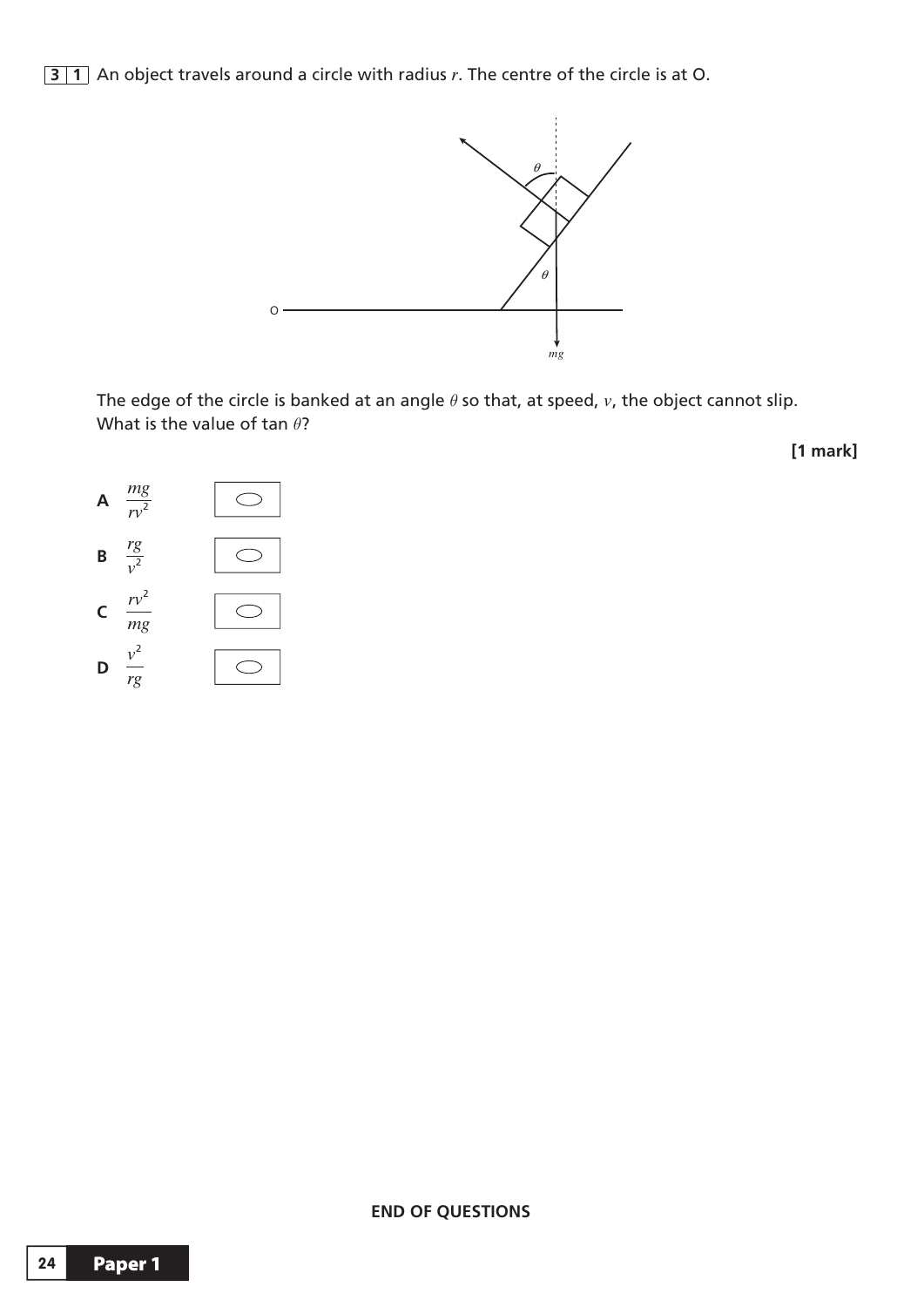**3 1** An object travels around a circle with radius $r$. The centre of the circle is at O.

The edge of the circle is banked at an angle $\theta$ so that, at speed, $v$, the object cannot slip. What is the value of tan $\theta$?

**[1 mark]**

**A** $\frac{mg}{rv^2}$

**B** $\frac{rg}{v^2}$

**C** $\frac{rv^2}{mg}$

**D** $\frac{v^2}{rg}$

**END OF QUESTIONS**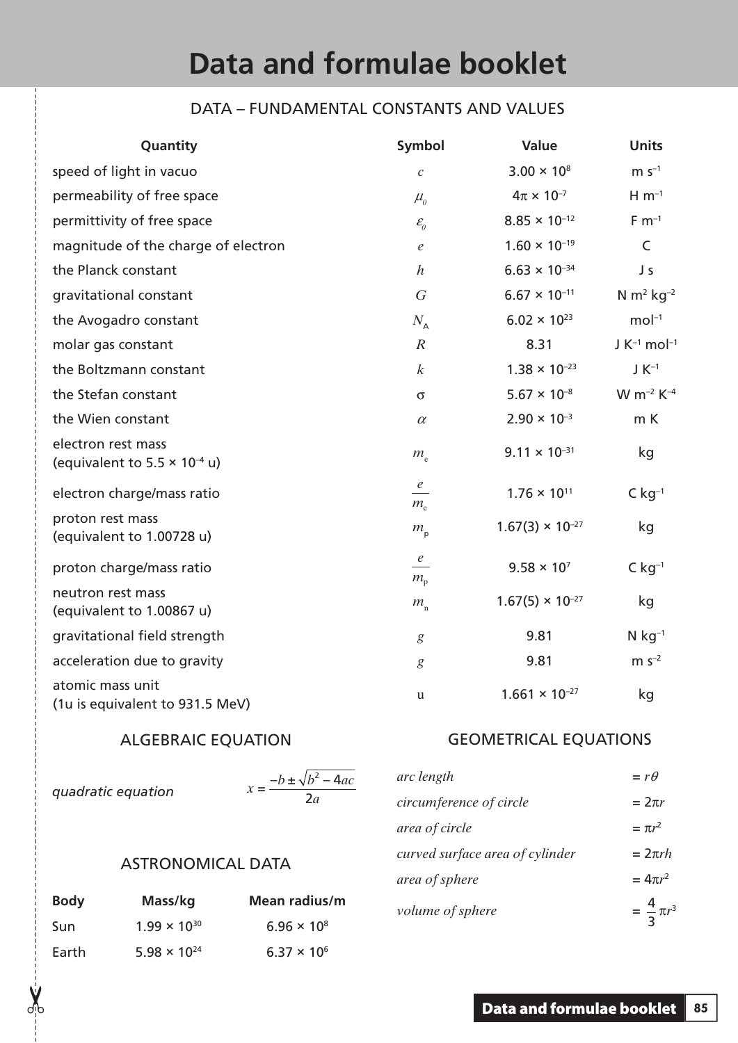# Data and formulae booklet

## DATA – FUNDAMENTAL CONSTANTS AND VALUES

| Quantity | Symbol | Value | Units |
|---|---|---|---|
| speed of light in vacuo | $c$ | $3.00 \times 10^{8}$ | m s$^{-1}$ |
| permeability of free space | $\mu_0$ | $4\pi \times 10^{-7}$ | H m$^{-1}$ |
| permittivity of free space | $\varepsilon_0$ | $8.85 \times 10^{-12}$ | F m$^{-1}$ |
| magnitude of the charge of electron | $e$ | $1.60 \times 10^{-19}$ | C |
| the Planck constant | $h$ | $6.63 \times 10^{-34}$ | J s |
| gravitational constant | $G$ | $6.67 \times 10^{-11}$ | N m$^{2}$ kg$^{-2}$ |
| the Avogadro constant | $N_A$ | $6.02 \times 10^{23}$ | mol$^{-1}$ |
| molar gas constant | $R$ | 8.31 | J K$^{-1}$ mol$^{-1}$ |
| the Boltzmann constant | $k$ | $1.38 \times 10^{-23}$ | J K$^{-1}$ |
| the Stefan constant | $\sigma$ | $5.67 \times 10^{-8}$ | W m$^{-2}$ K$^{-4}$ |
| the Wien constant | $\alpha$ | $2.90 \times 10^{-3}$ | m K |
| electron rest mass (equivalent to $5.5 \times 10^{-4}$ u) | $m_e$ | $9.11 \times 10^{-31}$ | kg |
| electron charge/mass ratio | $\frac{e}{m_e}$ | $1.76 \times 10^{11}$ | C kg$^{-1}$ |
| proton rest mass (equivalent to 1.00728 u) | $m_p$ | $1.67(3) \times 10^{-27}$ | kg |
| proton charge/mass ratio | $\frac{e}{m_p}$ | $9.58 \times 10^{7}$ | C kg$^{-1}$ |
| neutron rest mass (equivalent to 1.00867 u) | $m_n$ | $1.67(5) \times 10^{-27}$ | kg |
| gravitational field strength | $g$ | 9.81 | N kg$^{-1}$ |
| acceleration due to gravity | $g$ | 9.81 | m s$^{-2}$ |
| atomic mass unit (1u is equivalent to 931.5 MeV) | u | $1.661 \times 10^{-27}$ | kg |

## ALGEBRAIC EQUATION

*quadratic equation* $\quad x = \dfrac{-b \pm \sqrt{b^2 - 4ac}}{2a}$

## ASTRONOMICAL DATA

| Body | Mass/kg | Mean radius/m |
|---|---|---|
| Sun | $1.99 \times 10^{30}$ | $6.96 \times 10^{8}$ |
| Earth | $5.98 \times 10^{24}$ | $6.37 \times 10^{6}$ |

## GEOMETRICAL EQUATIONS

| | |
|---|---|
| *arc length* | $= r\theta$ |
| *circumference of circle* | $= 2\pi r$ |
| *area of circle* | $= \pi r^2$ |
| *curved surface area of cylinder* | $= 2\pi rh$ |
| *area of sphere* | $= 4\pi r^2$ |
| *volume of sphere* | $= \frac{4}{3}\pi r^3$ |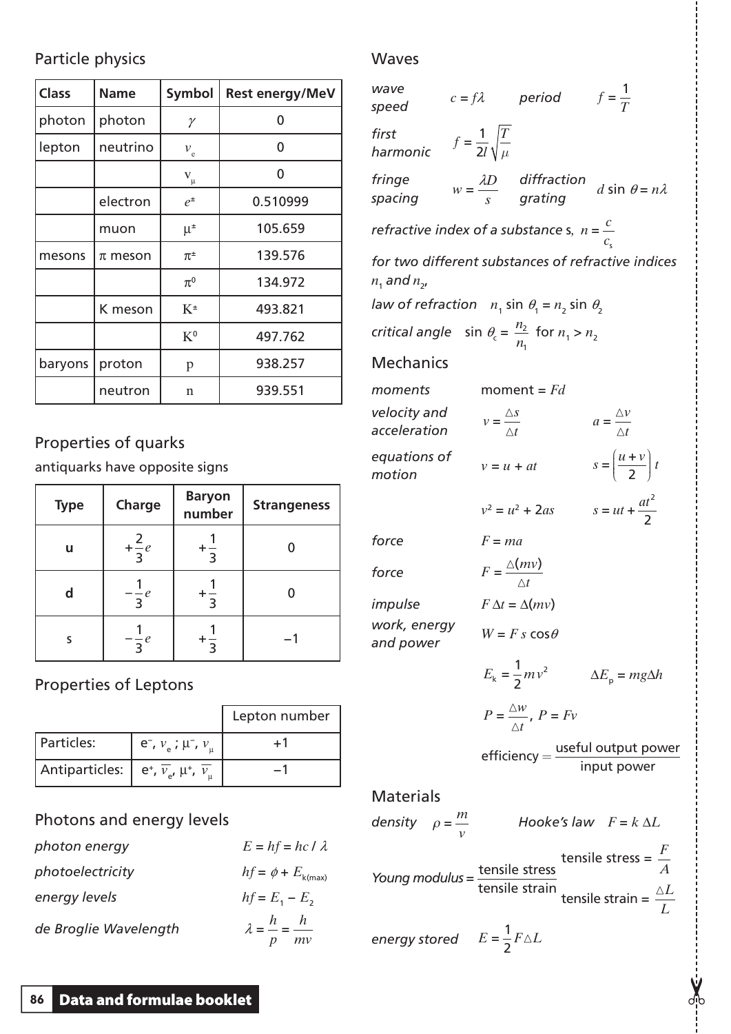## Particle physics

| Class | Name | Symbol | Rest energy/MeV |
|---|---|---|---|
| photon | photon | $\gamma$ | 0 |
| lepton | neutrino | $\nu_e$ | 0 |
| | | $\nu_\mu$ | 0 |
| | electron | $e^\pm$ | 0.510999 |
| | muon | $\mu^\pm$ | 105.659 |
| mesons | $\pi$ meson | $\pi^\pm$ | 139.576 |
| | | $\pi^0$ | 134.972 |
| | K meson | $K^\pm$ | 493.821 |
| | | $K^0$ | 497.762 |
| baryons | proton | p | 938.257 |
| | neutron | n | 939.551 |

## Properties of quarks

antiquarks have opposite signs

| Type | Charge | Baryon number | Strangeness |
|---|---|---|---|
| u | $+\frac{2}{3}e$ | $+\frac{1}{3}$ | 0 |
| d | $-\frac{1}{3}e$ | $+\frac{1}{3}$ | 0 |
| s | $-\frac{1}{3}e$ | $+\frac{1}{3}$ | $-1$ |

## Properties of Leptons

| | | Lepton number |
|---|---|---|
| Particles: | $e^-$, $\nu_e$ ; $\mu^-$, $\nu_\mu$ | +1 |
| Antiparticles: | $e^+$, $\overline{\nu_e}$, $\mu^+$, $\overline{\nu_\mu}$ | $-1$ |

## Photons and energy levels

*photon energy* $E = hf = hc / \lambda$

*photoelectricity* $hf = \phi + E_{k(max)}$

*energy levels* $hf = E_1 - E_2$

*de Broglie Wavelength* $\lambda = \frac{h}{p} = \frac{h}{mv}$

## Waves

*wave speed* $c = f\lambda$ *period* $f = \frac{1}{T}$

*first harmonic* $f = \frac{1}{2l}\sqrt{\frac{T}{\mu}}$

*fringe spacing* $w = \frac{\lambda D}{s}$ *diffraction grating* $d \sin\theta = n\lambda$

*refractive index of a substance* s, $n = \frac{c}{c_s}$

*for two different substances of refractive indices* $n_1$ *and* $n_2$,

*law of refraction* $n_1 \sin\theta_1 = n_2 \sin\theta_2$

*critical angle* $\sin\theta_c = \frac{n_2}{n_1}$ for $n_1 > n_2$

## Mechanics

*moments* moment = $Fd$

*velocity and acceleration* $v = \frac{\Delta s}{\Delta t}$ $a = \frac{\Delta v}{\Delta t}$

*equations of motion* $v = u + at$ $s = \left(\frac{u+v}{2}\right)t$

$v^2 = u^2 + 2as$ $s = ut + \frac{at^2}{2}$

*force* $F = ma$

*force* $F = \frac{\Delta(mv)}{\Delta t}$

*impulse* $F\,\Delta t = \Delta(mv)$

*work, energy and power* $W = F\,s\cos\theta$

$E_k = \frac{1}{2}mv^2$ $\Delta E_p = mg\Delta h$

$P = \frac{\Delta W}{\Delta t}$, $P = Fv$

efficiency $= \frac{\text{useful output power}}{\text{input power}}$

## Materials

*density* $\rho = \frac{m}{v}$ *Hooke's law* $F = k\,\Delta L$

*Young modulus* $= \frac{\text{tensile stress}}{\text{tensile strain}}$ tensile stress $= \frac{F}{A}$ tensile strain $= \frac{\Delta L}{L}$

*energy stored* $E = \frac{1}{2}F\Delta L$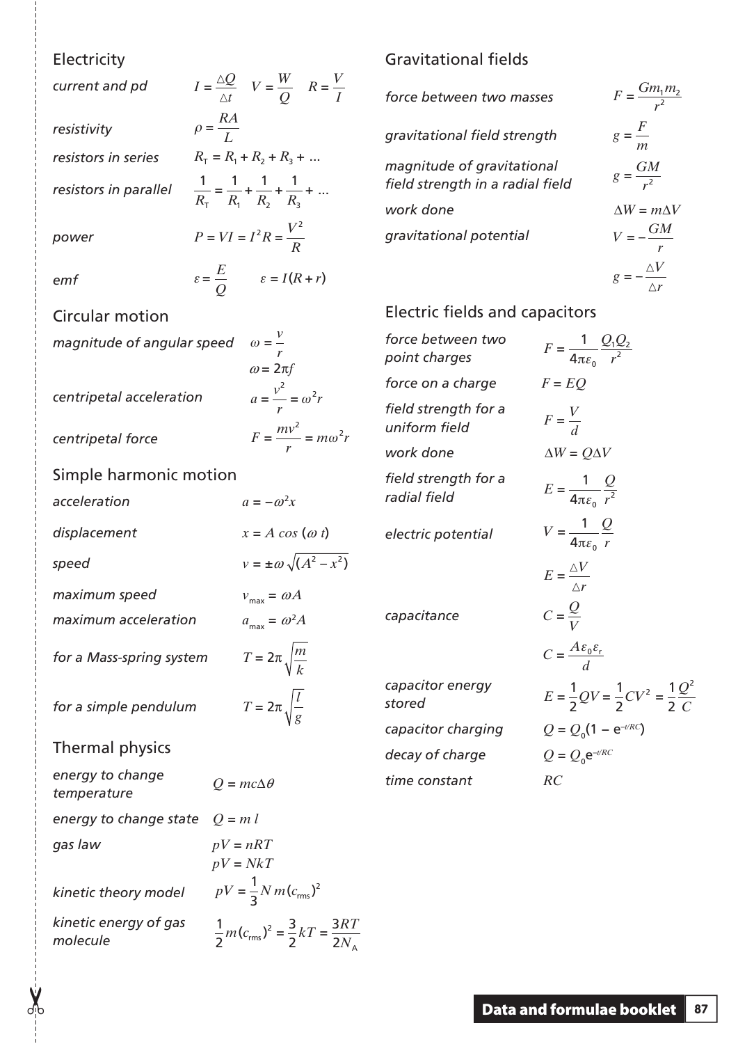## Electricity

| | |
|---|---|
| *current and pd* | $I = \frac{\Delta Q}{\Delta t}$ $\quad V = \frac{W}{Q}$ $\quad R = \frac{V}{I}$ |
| *resistivity* | $\rho = \frac{RA}{L}$ |
| *resistors in series* | $R_T = R_1 + R_2 + R_3 + \ldots$ |
| *resistors in parallel* | $\frac{1}{R_T} = \frac{1}{R_1} + \frac{1}{R_2} + \frac{1}{R_3} + \ldots$ |
| *power* | $P = VI = I^2R = \frac{V^2}{R}$ |
| *emf* | $\varepsilon = \frac{E}{Q}$ $\quad \varepsilon = I(R + r)$ |

## Circular motion

| | |
|---|---|
| *magnitude of angular speed* | $\omega = \frac{v}{r}$ |
| | $\omega = 2\pi f$ |
| *centripetal acceleration* | $a = \frac{v^2}{r} = \omega^2 r$ |
| *centripetal force* | $F = \frac{mv^2}{r} = m\omega^2 r$ |

## Simple harmonic motion

| | |
|---|---|
| *acceleration* | $a = -\omega^2 x$ |
| *displacement* | $x = A\cos(\omega t)$ |
| *speed* | $v = \pm\omega\sqrt{(A^2 - x^2)}$ |
| *maximum speed* | $v_{max} = \omega A$ |
| *maximum acceleration* | $a_{max} = \omega^2 A$ |
| *for a Mass-spring system* | $T = 2\pi\sqrt{\frac{m}{k}}$ |
| *for a simple pendulum* | $T = 2\pi\sqrt{\frac{l}{g}}$ |

## Thermal physics

| | |
|---|---|
| *energy to change temperature* | $Q = mc\Delta\theta$ |
| *energy to change state* | $Q = ml$ |
| *gas law* | $pV = nRT$ |
| | $pV = NkT$ |
| *kinetic theory model* | $pV = \frac{1}{3}Nm(c_{rms})^2$ |
| *kinetic energy of gas molecule* | $\frac{1}{2}m(c_{rms})^2 = \frac{3}{2}kT = \frac{3RT}{2N_A}$ |

## Gravitational fields

| | |
|---|---|
| *force between two masses* | $F = \frac{Gm_1m_2}{r^2}$ |
| *gravitational field strength* | $g = \frac{F}{m}$ |
| *magnitude of gravitational field strength in a radial field* | $g = \frac{GM}{r^2}$ |
| *work done* | $\Delta W = m\Delta V$ |
| *gravitational potential* | $V = -\frac{GM}{r}$ |
| | $g = -\frac{\Delta V}{\Delta r}$ |

## Electric fields and capacitors

| | |
|---|---|
| *force between two point charges* | $F = \frac{1}{4\pi\varepsilon_0}\frac{Q_1Q_2}{r^2}$ |
| *force on a charge* | $F = EQ$ |
| *field strength for a uniform field* | $F = \frac{V}{d}$ |
| *work done* | $\Delta W = Q\Delta V$ |
| *field strength for a radial field* | $E = \frac{1}{4\pi\varepsilon_0}\frac{Q}{r^2}$ |
| *electric potential* | $V = \frac{1}{4\pi\varepsilon_0}\frac{Q}{r}$ |
| | $E = \frac{\Delta V}{\Delta r}$ |
| *capacitance* | $C = \frac{Q}{V}$ |
| | $C = \frac{A\varepsilon_0\varepsilon_r}{d}$ |
| *capacitor energy stored* | $E = \frac{1}{2}QV = \frac{1}{2}CV^2 = \frac{1}{2}\frac{Q^2}{C}$ |
| *capacitor charging* | $Q = Q_0(1 - e^{-t/RC})$ |
| *decay of charge* | $Q = Q_0 e^{-t/RC}$ |
| *time constant* | $RC$ |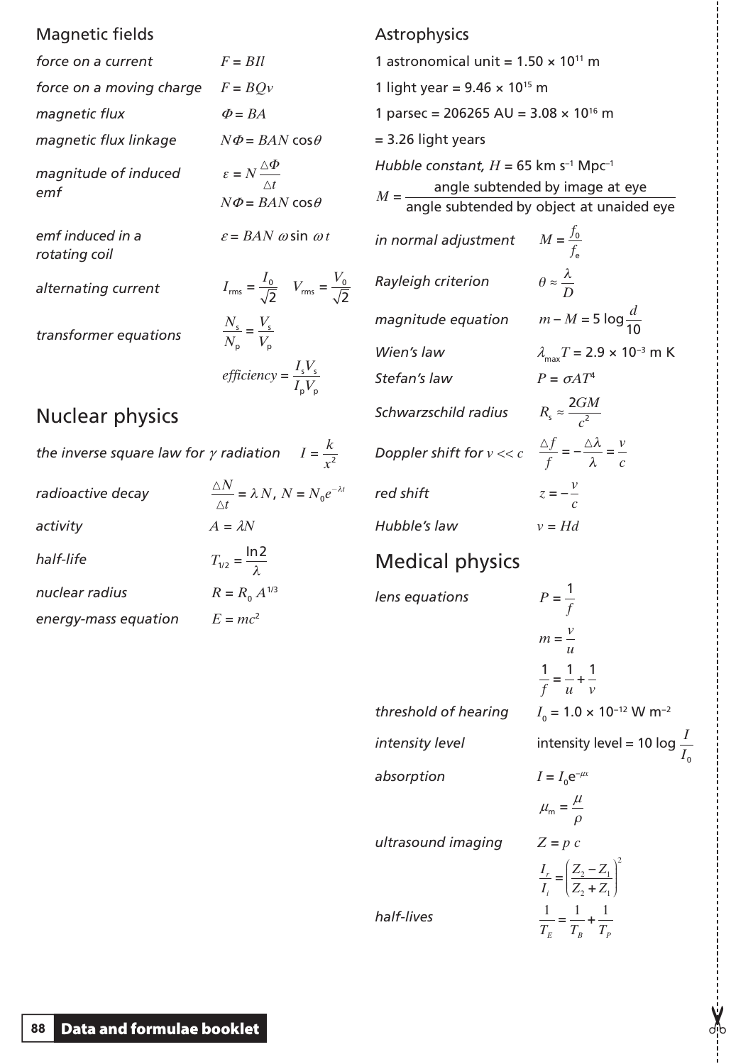## Magnetic fields

| | |
|---|---|
| *force on a current* | $F = BIl$ |
| *force on a moving charge* | $F = BQv$ |
| *magnetic flux* | $\Phi = BA$ |
| *magnetic flux linkage* | $N\Phi = BAN \cos\theta$ |
| *magnitude of induced emf* | $\varepsilon = N \dfrac{\Delta\Phi}{\Delta t}$ |
| | $N\Phi = BAN \cos\theta$ |
| *emf induced in a rotating coil* | $\varepsilon = BAN\, \omega \sin \omega t$ |
| *alternating current* | $I_{rms} = \dfrac{I_0}{\sqrt{2}} \quad V_{rms} = \dfrac{V_0}{\sqrt{2}}$ |
| *transformer equations* | $\dfrac{N_s}{N_p} = \dfrac{V_s}{V_p}$ |
| | $efficiency = \dfrac{I_s V_s}{I_p V_p}$ |

## Nuclear physics

| | |
|---|---|
| *the inverse square law for $\gamma$ radiation* | $I = \dfrac{k}{x^2}$ |
| *radioactive decay* | $\dfrac{\Delta N}{\Delta t} = \lambda N,\ N = N_0 e^{-\lambda t}$ |
| *activity* | $A = \lambda N$ |
| *half-life* | $T_{1/2} = \dfrac{\ln 2}{\lambda}$ |
| *nuclear radius* | $R = R_0\, A^{1/3}$ |
| *energy-mass equation* | $E = mc^2$ |

## Astrophysics

1 astronomical unit = $1.50 \times 10^{11}$ m

1 light year = $9.46 \times 10^{15}$ m

1 parsec = 206265 AU = $3.08 \times 10^{16}$ m

= 3.26 light years

*Hubble constant,* $H$ = 65 km s$^{-1}$ Mpc$^{-1}$

$$M = \frac{\text{angle subtended by image at eye}}{\text{angle subtended by object at unaided eye}}$$

| | |
|---|---|
| *in normal adjustment* | $M = \dfrac{f_o}{f_e}$ |
| *Rayleigh criterion* | $\theta \approx \dfrac{\lambda}{D}$ |
| *magnitude equation* | $m - M = 5 \log \dfrac{d}{10}$ |
| *Wien's law* | $\lambda_{max} T = 2.9 \times 10^{-3}$ m K |
| *Stefan's law* | $P = \sigma A T^4$ |
| *Schwarzschild radius* | $R_s \approx \dfrac{2GM}{c^2}$ |
| *Doppler shift for $v << c$* | $\dfrac{\Delta f}{f} = -\dfrac{\Delta\lambda}{\lambda} = \dfrac{v}{c}$ |
| *red shift* | $z = -\dfrac{v}{c}$ |
| *Hubble's law* | $v = Hd$ |

## Medical physics

| | |
|---|---|
| *lens equations* | $P = \dfrac{1}{f}$ |
| | $m = \dfrac{v}{u}$ |
| | $\dfrac{1}{f} = \dfrac{1}{u} + \dfrac{1}{v}$ |
| *threshold of hearing* | $I_0 = 1.0 \times 10^{-12}$ W m$^{-2}$ |
| *intensity level* | intensity level = $10 \log \dfrac{I}{I_0}$ |
| *absorption* | $I = I_0 e^{-\mu x}$ |
| | $\mu_m = \dfrac{\mu}{\rho}$ |
| *ultrasound imaging* | $Z = \rho c$ |
| | $\dfrac{I_r}{I_i} = \left(\dfrac{Z_2 - Z_1}{Z_2 + Z_1}\right)^2$ |
| *half-lives* | $\dfrac{1}{T_E} = \dfrac{1}{T_B} + \dfrac{1}{T_P}$ |

**Data and formulae booklet**